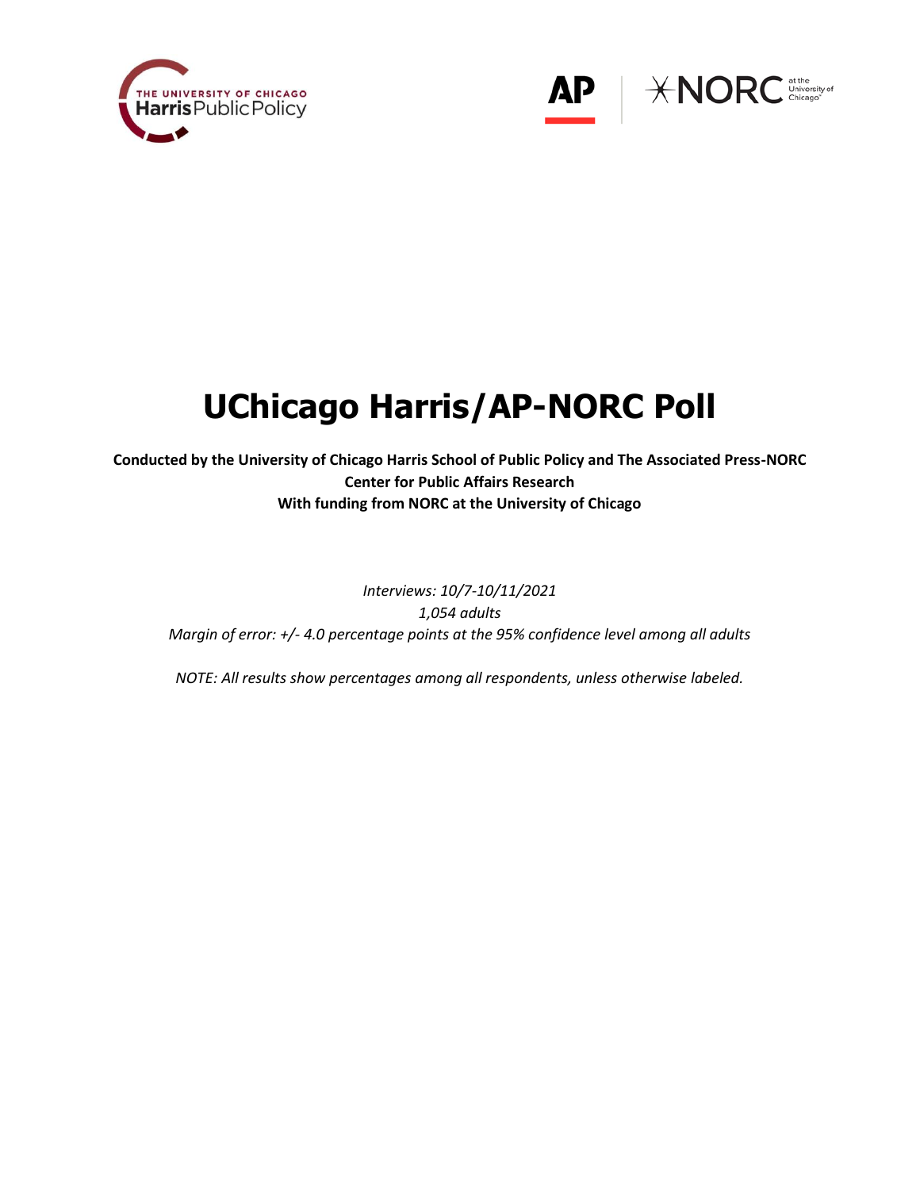# UChicago Harris/AP-NORC Poll

**Conducted by the University of Chicago Harris School of Public Policy and The Associated Press-NORC Center for Public Affairs Research**
**With funding from NORC at the University of Chicago**

*Interviews: 10/7-10/11/2021*
*1,054 adults*
*Margin of error: +/- 4.0 percentage points at the 95% confidence level among all adults*

*NOTE: All results show percentages among all respondents, unless otherwise labeled.*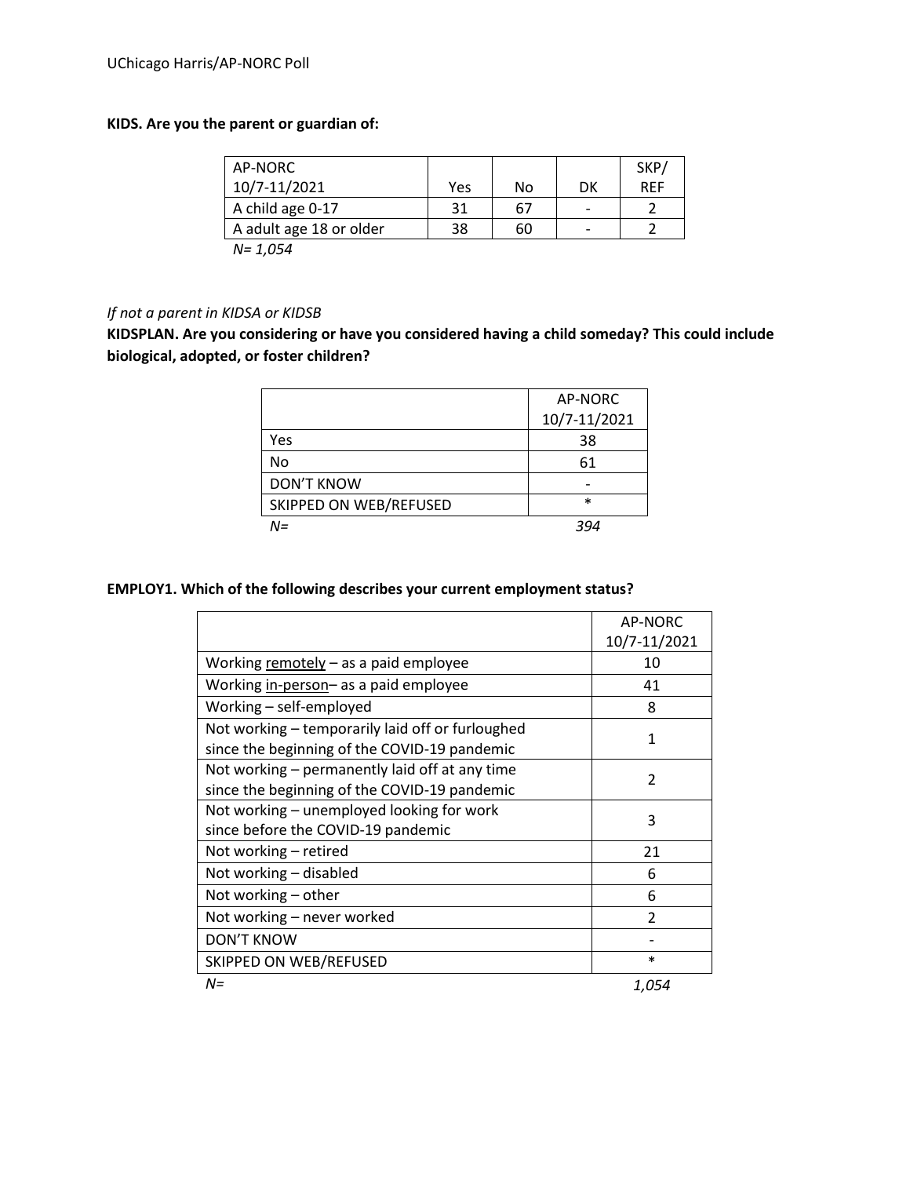**KIDS. Are you the parent or guardian of:**

| AP-NORC 10/7-11/2021 | Yes | No | DK | SKP/ REF |
|---|---|---|---|---|
| A child age 0-17 | 31 | 67 | - | 2 |
| A adult age 18 or older | 38 | 60 | - | 2 |

*N= 1,054*

*If not a parent in KIDSA or KIDSB*

**KIDSPLAN. Are you considering or have you considered having a child someday? This could include biological, adopted, or foster children?**

| | AP-NORC 10/7-11/2021 |
|---|---|
| Yes | 38 |
| No | 61 |
| DON'T KNOW | - |
| SKIPPED ON WEB/REFUSED | * |
| *N=* | *394* |

**EMPLOY1. Which of the following describes your current employment status?**

| | AP-NORC 10/7-11/2021 |
|---|---|
| Working remotely – as a paid employee | 10 |
| Working in-person– as a paid employee | 41 |
| Working – self-employed | 8 |
| Not working – temporarily laid off or furloughed since the beginning of the COVID-19 pandemic | 1 |
| Not working – permanently laid off at any time since the beginning of the COVID-19 pandemic | 2 |
| Not working – unemployed looking for work since before the COVID-19 pandemic | 3 |
| Not working – retired | 21 |
| Not working – disabled | 6 |
| Not working – other | 6 |
| Not working – never worked | 2 |
| DON'T KNOW | - |
| SKIPPED ON WEB/REFUSED | * |
| *N=* | *1,054* |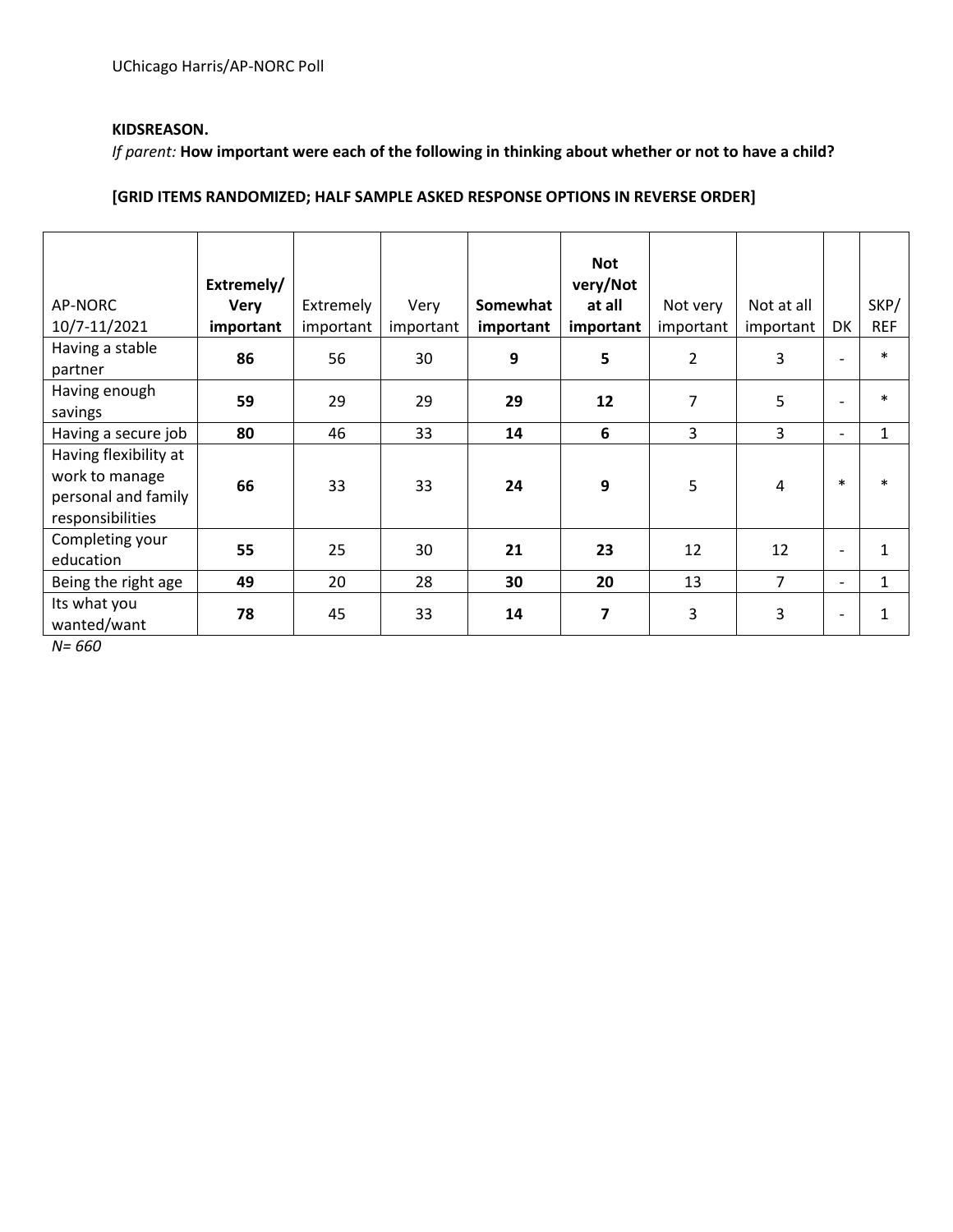UChicago Harris/AP-NORC Poll

**KIDSREASON.**

*If parent:* **How important were each of the following in thinking about whether or not to have a child?**

**[GRID ITEMS RANDOMIZED; HALF SAMPLE ASKED RESPONSE OPTIONS IN REVERSE ORDER]**

| AP-NORC 10/7-11/2021 | **Extremely/ Very important** | Extremely important | Very important | **Somewhat important** | **Not very/Not at all important** | Not very important | Not at all important | DK | SKP/ REF |
|---|---|---|---|---|---|---|---|---|---|
| Having a stable partner | **86** | 56 | 30 | **9** | **5** | 2 | 3 | - | * |
| Having enough savings | **59** | 29 | 29 | **29** | **12** | 7 | 5 | - | * |
| Having a secure job | **80** | 46 | 33 | **14** | **6** | 3 | 3 | - | 1 |
| Having flexibility at work to manage personal and family responsibilities | **66** | 33 | 33 | **24** | **9** | 5 | 4 | * | * |
| Completing your education | **55** | 25 | 30 | **21** | **23** | 12 | 12 | - | 1 |
| Being the right age | **49** | 20 | 28 | **30** | **20** | 13 | 7 | - | 1 |
| Its what you wanted/want | **78** | 45 | 33 | **14** | **7** | 3 | 3 | - | 1 |

*N= 660*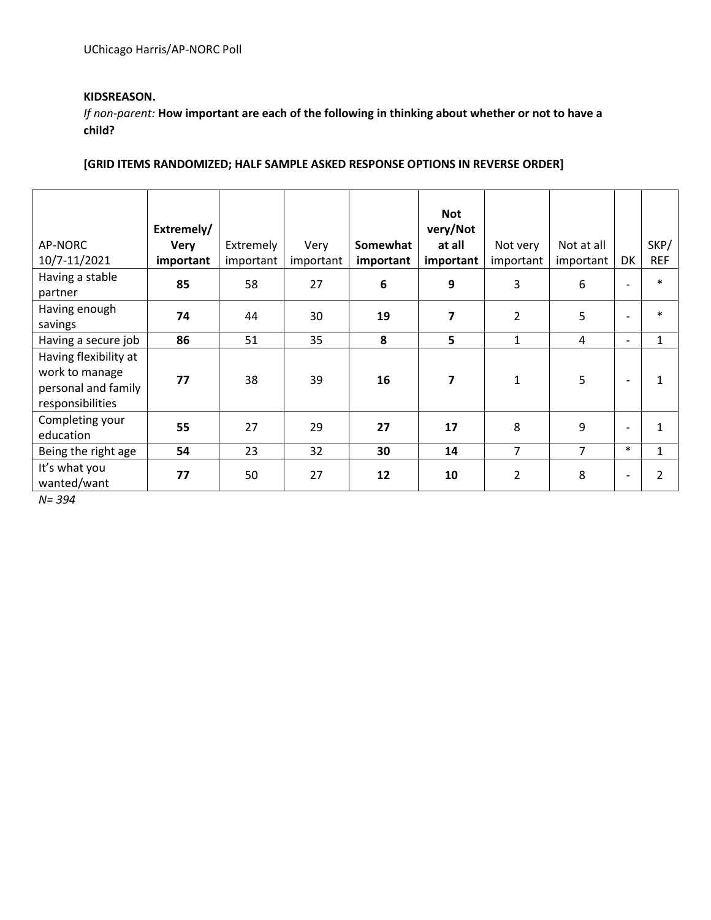UChicago Harris/AP-NORC Poll

**KIDSREASON.**

*If non-parent:* **How important are each of the following in thinking about whether or not to have a child?**

**[GRID ITEMS RANDOMIZED; HALF SAMPLE ASKED RESPONSE OPTIONS IN REVERSE ORDER]**

| AP-NORC 10/7-11/2021 | **Extremely/ Very important** | Extremely important | Very important | **Somewhat important** | **Not very/Not at all important** | Not very important | Not at all important | DK | SKP/ REF |
|---|---|---|---|---|---|---|---|---|---|
| Having a stable partner | **85** | 58 | 27 | **6** | **9** | 3 | 6 | - | * |
| Having enough savings | **74** | 44 | 30 | **19** | **7** | 2 | 5 | - | * |
| Having a secure job | **86** | 51 | 35 | **8** | **5** | 1 | 4 | - | 1 |
| Having flexibility at work to manage personal and family responsibilities | **77** | 38 | 39 | **16** | **7** | 1 | 5 | - | 1 |
| Completing your education | **55** | 27 | 29 | **27** | **17** | 8 | 9 | - | 1 |
| Being the right age | **54** | 23 | 32 | **30** | **14** | 7 | 7 | * | 1 |
| It's what you wanted/want | **77** | 50 | 27 | **12** | **10** | 2 | 8 | - | 2 |

*N= 394*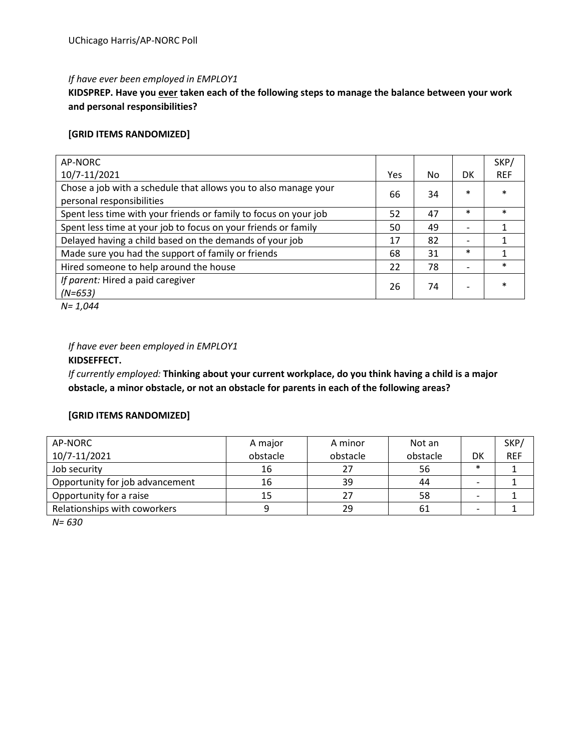*If have ever been employed in EMPLOY1*

**KIDSPREP. Have you ever taken each of the following steps to manage the balance between your work and personal responsibilities?**

**[GRID ITEMS RANDOMIZED]**

| AP-NORC 10/7-11/2021 | Yes | No | DK | SKP/ REF |
|---|---|---|---|---|
| Chose a job with a schedule that allows you to also manage your personal responsibilities | 66 | 34 | * | * |
| Spent less time with your friends or family to focus on your job | 52 | 47 | * | * |
| Spent less time at your job to focus on your friends or family | 50 | 49 | - | 1 |
| Delayed having a child based on the demands of your job | 17 | 82 | - | 1 |
| Made sure you had the support of family or friends | 68 | 31 | * | 1 |
| Hired someone to help around the house | 22 | 78 | - | * |
| *If parent:* Hired a paid caregiver *(N=653)* | 26 | 74 | - | * |

*N= 1,044*

*If have ever been employed in EMPLOY1*

**KIDSEFFECT.**

*If currently employed:* **Thinking about your current workplace, do you think having a child is a major obstacle, a minor obstacle, or not an obstacle for parents in each of the following areas?**

**[GRID ITEMS RANDOMIZED]**

| AP-NORC 10/7-11/2021 | A major obstacle | A minor obstacle | Not an obstacle | DK | SKP/ REF |
|---|---|---|---|---|---|
| Job security | 16 | 27 | 56 | * | 1 |
| Opportunity for job advancement | 16 | 39 | 44 | - | 1 |
| Opportunity for a raise | 15 | 27 | 58 | - | 1 |
| Relationships with coworkers | 9 | 29 | 61 | - | 1 |

*N= 630*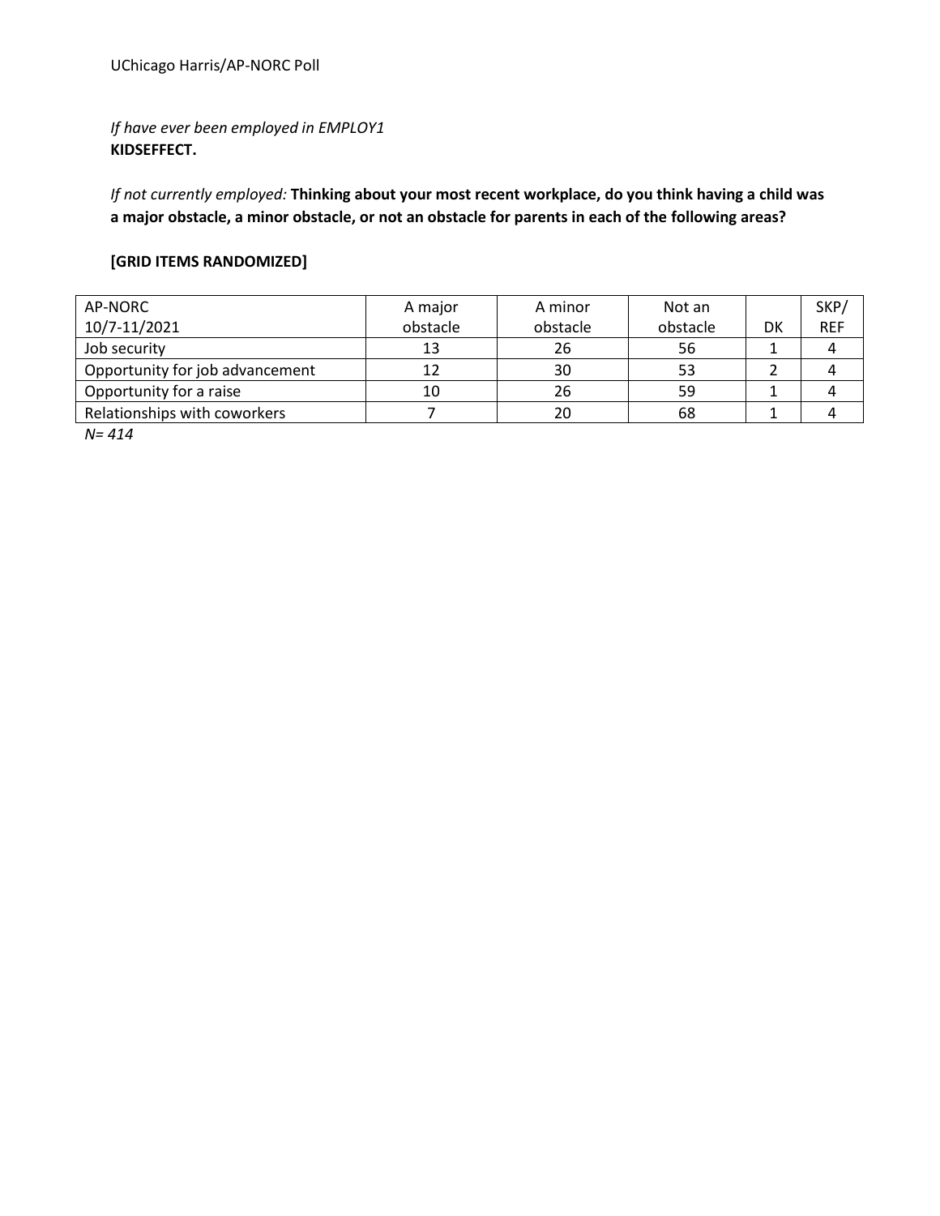*If have ever been employed in EMPLOY1*
**KIDSEFFECT.**

*If not currently employed:* **Thinking about your most recent workplace, do you think having a child was a major obstacle, a minor obstacle, or not an obstacle for parents in each of the following areas?**

**[GRID ITEMS RANDOMIZED]**

| AP-NORC 10/7-11/2021 | A major obstacle | A minor obstacle | Not an obstacle | DK | SKP/ REF |
|---|---|---|---|---|---|
| Job security | 13 | 26 | 56 | 1 | 4 |
| Opportunity for job advancement | 12 | 30 | 53 | 2 | 4 |
| Opportunity for a raise | 10 | 26 | 59 | 1 | 4 |
| Relationships with coworkers | 7 | 20 | 68 | 1 | 4 |

*N= 414*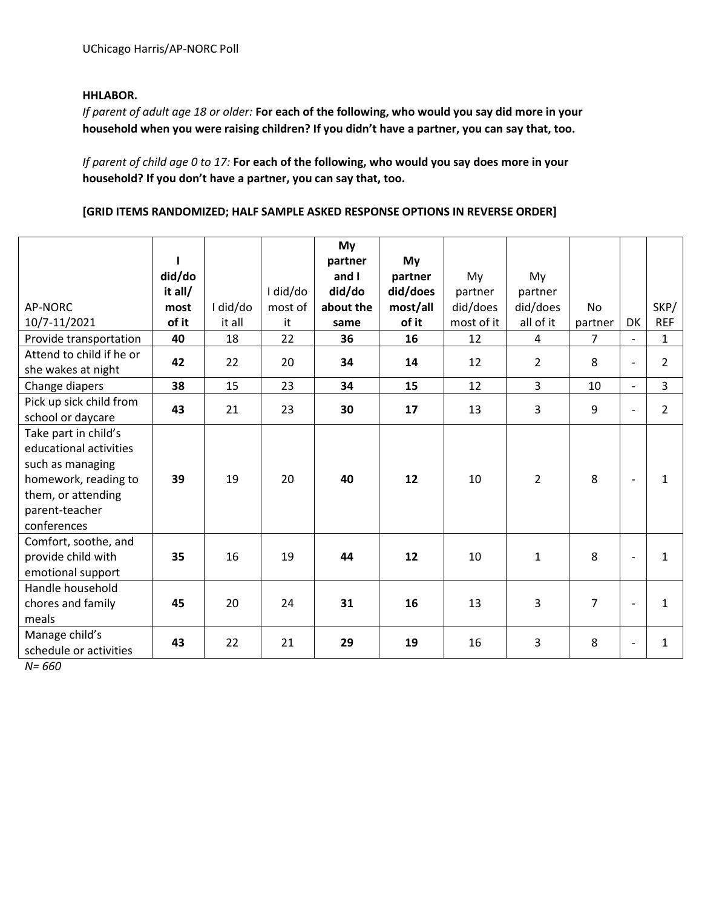**HHLABOR.**

*If parent of adult age 18 or older:* **For each of the following, who would you say did more in your household when you were raising children? If you didn't have a partner, you can say that, too.**

*If parent of child age 0 to 17:* **For each of the following, who would you say does more in your household? If you don't have a partner, you can say that, too.**

**[GRID ITEMS RANDOMIZED; HALF SAMPLE ASKED RESPONSE OPTIONS IN REVERSE ORDER]**

| AP-NORC 10/7-11/2021 | **I did/do it all/ most of it** | I did/do it all | I did/do most of it | **My partner and I did/do about the same** | **My partner did/does most/all of it** | My partner did/does most of it | My partner did/does all of it | No partner | DK | SKP/ REF |
|---|---|---|---|---|---|---|---|---|---|---|
| Provide transportation | **40** | 18 | 22 | **36** | **16** | 12 | 4 | 7 | - | 1 |
| Attend to child if he or she wakes at night | **42** | 22 | 20 | **34** | **14** | 12 | 2 | 8 | - | 2 |
| Change diapers | **38** | 15 | 23 | **34** | **15** | 12 | 3 | 10 | - | 3 |
| Pick up sick child from school or daycare | **43** | 21 | 23 | **30** | **17** | 13 | 3 | 9 | - | 2 |
| Take part in child's educational activities such as managing homework, reading to them, or attending parent-teacher conferences | **39** | 19 | 20 | **40** | **12** | 10 | 2 | 8 | - | 1 |
| Comfort, soothe, and provide child with emotional support | **35** | 16 | 19 | **44** | **12** | 10 | 1 | 8 | - | 1 |
| Handle household chores and family meals | **45** | 20 | 24 | **31** | **16** | 13 | 3 | 7 | - | 1 |
| Manage child's schedule or activities | **43** | 22 | 21 | **29** | **19** | 16 | 3 | 8 | - | 1 |

*N= 660*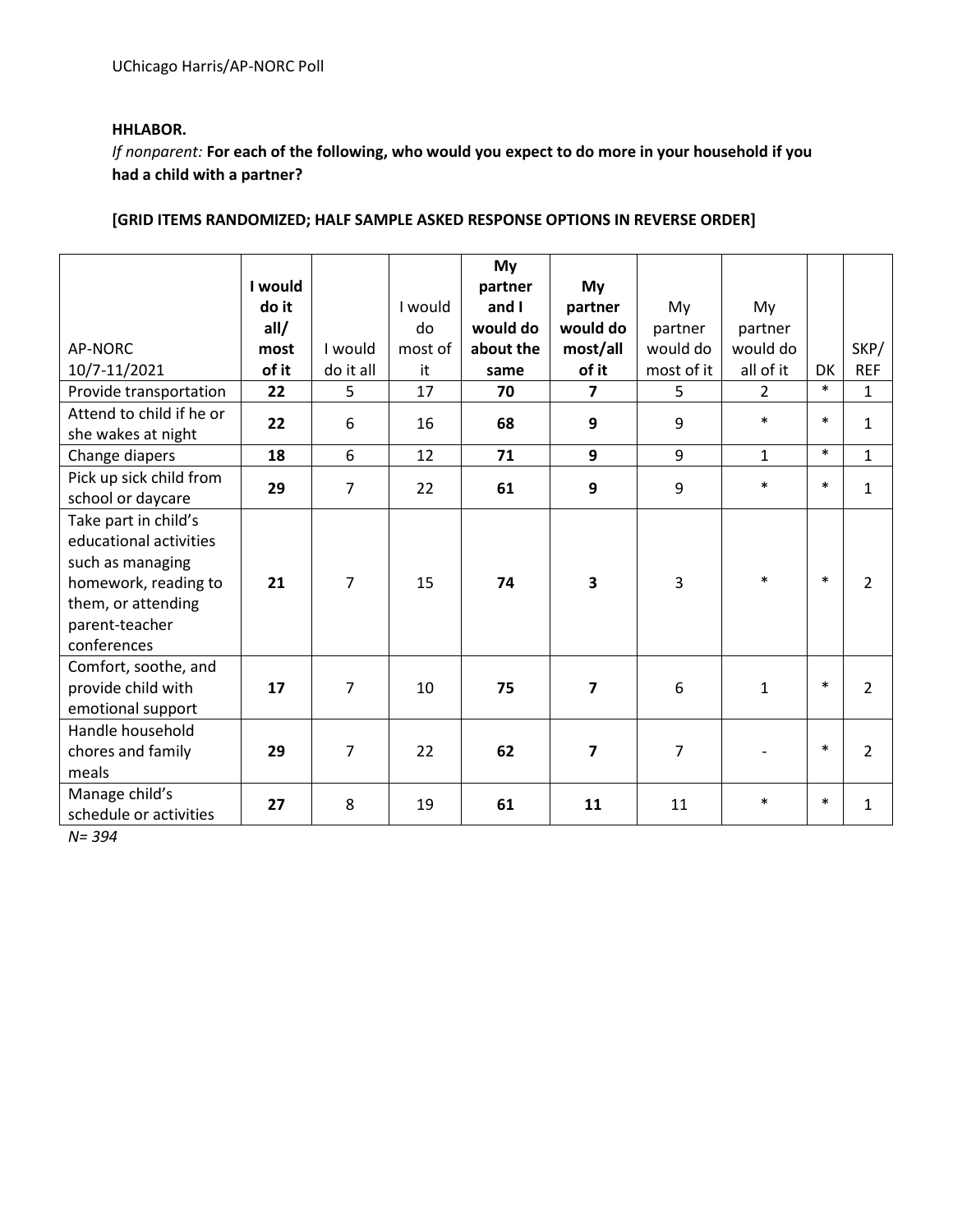**HHLABOR.**

*If nonparent:* **For each of the following, who would you expect to do more in your household if you had a child with a partner?**

**[GRID ITEMS RANDOMIZED; HALF SAMPLE ASKED RESPONSE OPTIONS IN REVERSE ORDER]**

| AP-NORC 10/7-11/2021 | **I would do it all/ most of it** | I would do it all | I would do most of it | **My partner and I would do about the same** | **My partner would do most/all of it** | My partner would do most of it | My partner would do all of it | DK | SKP/ REF |
|---|---|---|---|---|---|---|---|---|---|
| Provide transportation | **22** | 5 | 17 | **70** | **7** | 5 | 2 | * | 1 |
| Attend to child if he or she wakes at night | **22** | 6 | 16 | **68** | **9** | 9 | * | * | 1 |
| Change diapers | **18** | 6 | 12 | **71** | **9** | 9 | 1 | * | 1 |
| Pick up sick child from school or daycare | **29** | 7 | 22 | **61** | **9** | 9 | * | * | 1 |
| Take part in child's educational activities such as managing homework, reading to them, or attending parent-teacher conferences | **21** | 7 | 15 | **74** | **3** | 3 | * | * | 2 |
| Comfort, soothe, and provide child with emotional support | **17** | 7 | 10 | **75** | **7** | 6 | 1 | * | 2 |
| Handle household chores and family meals | **29** | 7 | 22 | **62** | **7** | 7 | - | * | 2 |
| Manage child's schedule or activities | **27** | 8 | 19 | **61** | **11** | 11 | * | * | 1 |

*N= 394*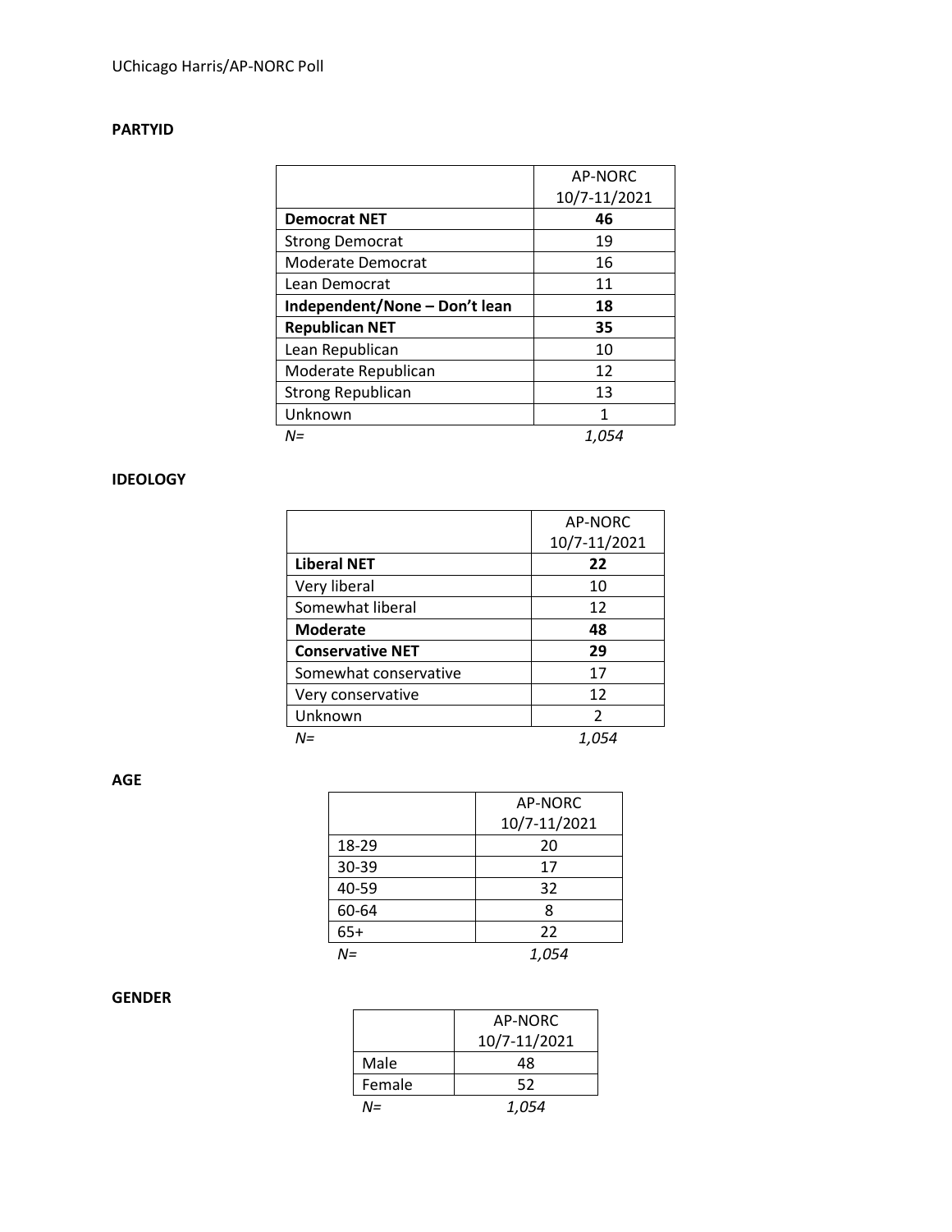**PARTYID**

| | AP-NORC 10/7-11/2021 |
|---|---|
| **Democrat NET** | **46** |
| Strong Democrat | 19 |
| Moderate Democrat | 16 |
| Lean Democrat | 11 |
| **Independent/None – Don't lean** | **18** |
| **Republican NET** | **35** |
| Lean Republican | 10 |
| Moderate Republican | 12 |
| Strong Republican | 13 |
| Unknown | 1 |
| *N=* | *1,054* |

**IDEOLOGY**

| | AP-NORC 10/7-11/2021 |
|---|---|
| **Liberal NET** | **22** |
| Very liberal | 10 |
| Somewhat liberal | 12 |
| **Moderate** | **48** |
| **Conservative NET** | **29** |
| Somewhat conservative | 17 |
| Very conservative | 12 |
| Unknown | 2 |
| *N=* | *1,054* |

**AGE**

| | AP-NORC 10/7-11/2021 |
|---|---|
| 18-29 | 20 |
| 30-39 | 17 |
| 40-59 | 32 |
| 60-64 | 8 |
| 65+ | 22 |
| *N=* | *1,054* |

**GENDER**

| | AP-NORC 10/7-11/2021 |
|---|---|
| Male | 48 |
| Female | 52 |
| *N=* | *1,054* |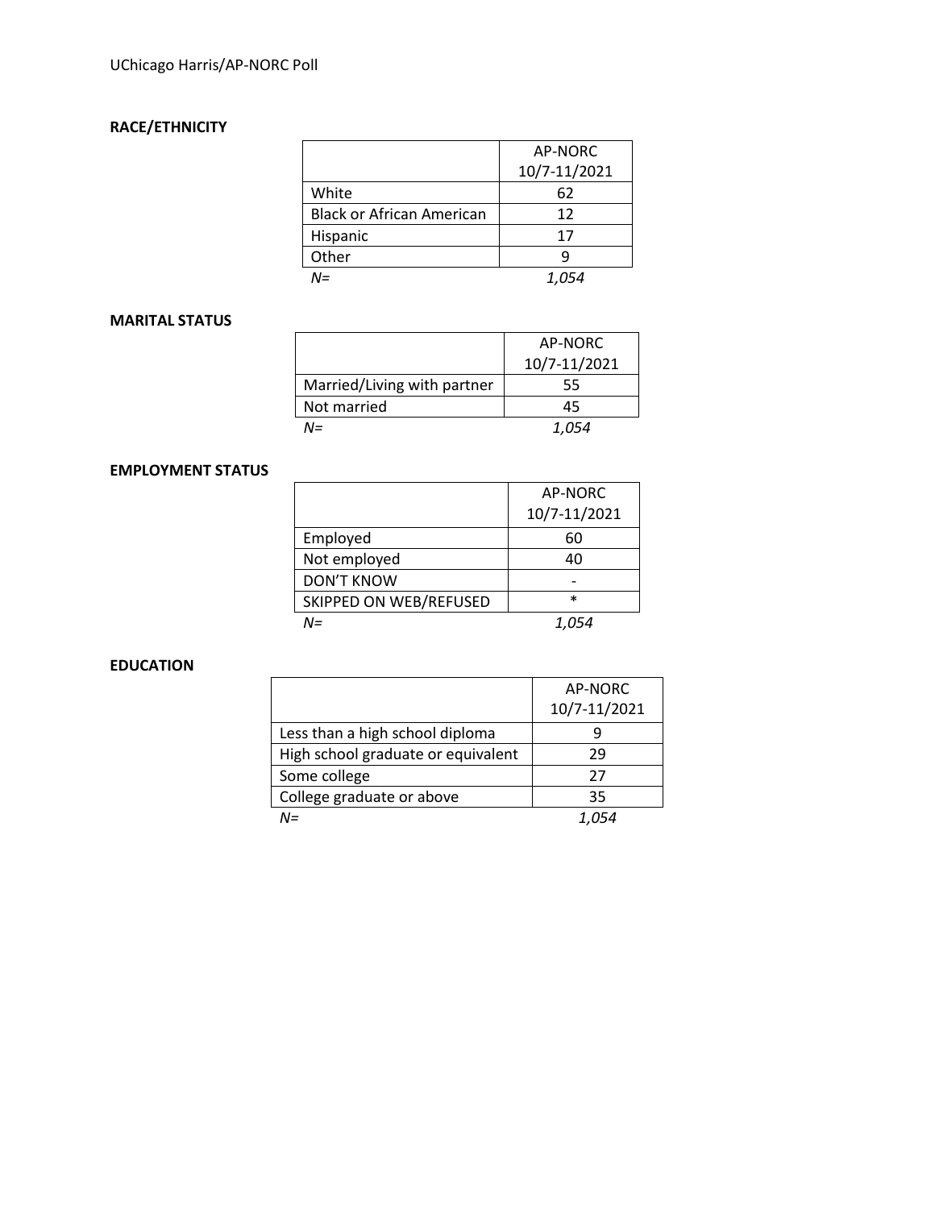**RACE/ETHNICITY**

| | AP-NORC 10/7-11/2021 |
|---|---|
| White | 62 |
| Black or African American | 12 |
| Hispanic | 17 |
| Other | 9 |
| *N=* | *1,054* |

**MARITAL STATUS**

| | AP-NORC 10/7-11/2021 |
|---|---|
| Married/Living with partner | 55 |
| Not married | 45 |
| *N=* | *1,054* |

**EMPLOYMENT STATUS**

| | AP-NORC 10/7-11/2021 |
|---|---|
| Employed | 60 |
| Not employed | 40 |
| DON'T KNOW | - |
| SKIPPED ON WEB/REFUSED | * |
| *N=* | *1,054* |

**EDUCATION**

| | AP-NORC 10/7-11/2021 |
|---|---|
| Less than a high school diploma | 9 |
| High school graduate or equivalent | 29 |
| Some college | 27 |
| College graduate or above | 35 |
| *N=* | *1,054* |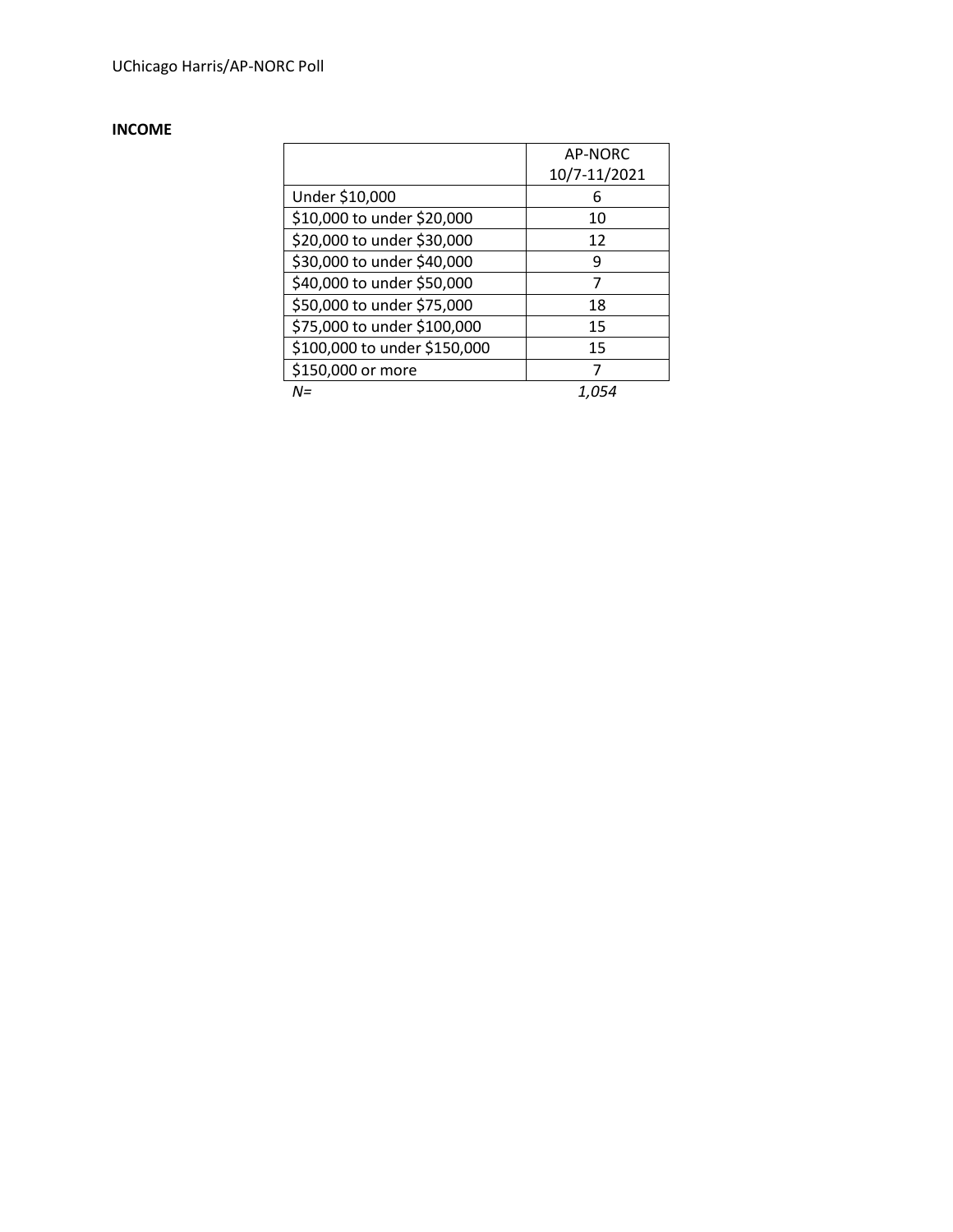**INCOME**

| | AP-NORC 10/7-11/2021 |
|---|---|
| Under $10,000 | 6 |
| $10,000 to under $20,000 | 10 |
| $20,000 to under $30,000 | 12 |
| $30,000 to under $40,000 | 9 |
| $40,000 to under $50,000 | 7 |
| $50,000 to under $75,000 | 18 |
| $75,000 to under $100,000 | 15 |
| $100,000 to under $150,000 | 15 |
| $150,000 or more | 7 |
| *N=* | *1,054* |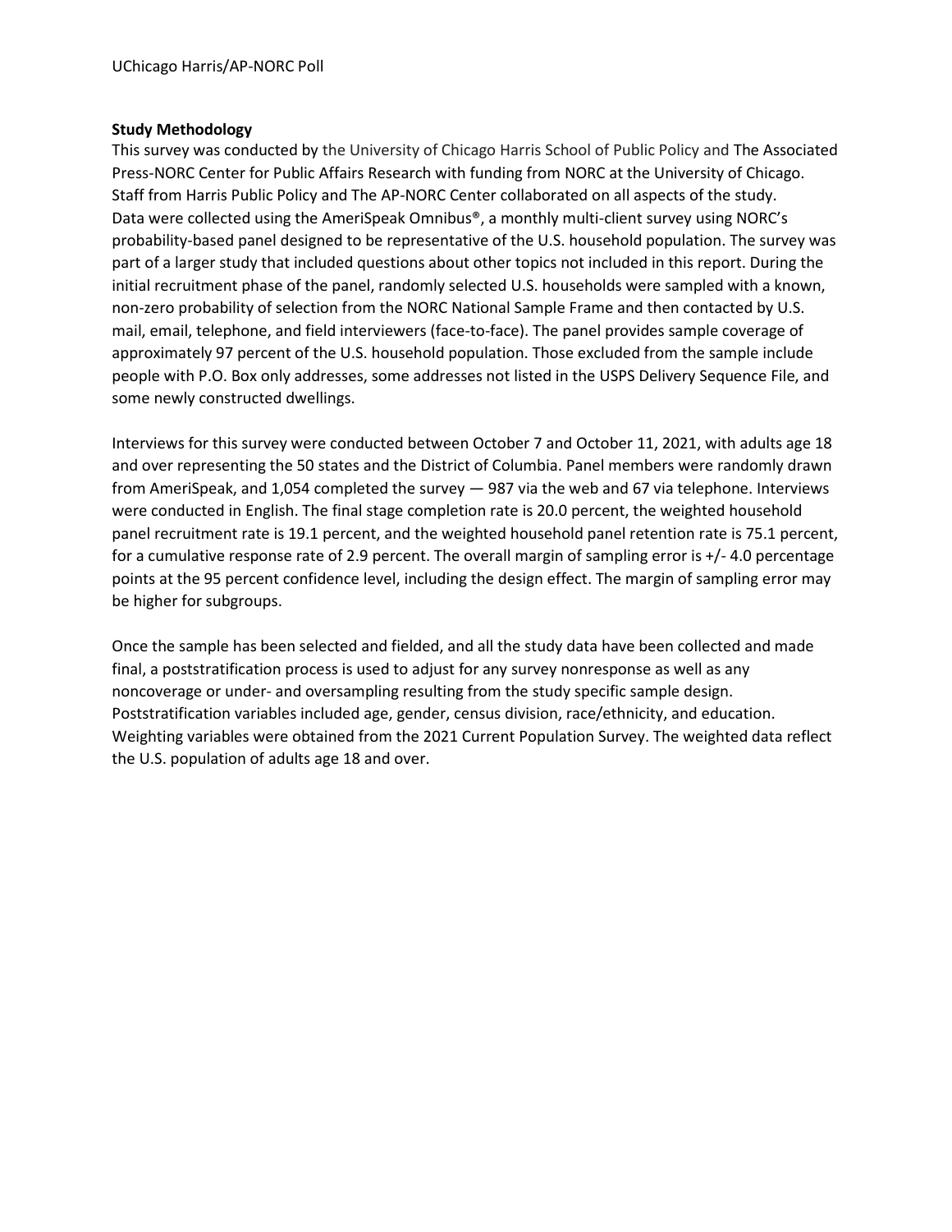**Study Methodology**

This survey was conducted by the University of Chicago Harris School of Public Policy and The Associated Press-NORC Center for Public Affairs Research with funding from NORC at the University of Chicago. Staff from Harris Public Policy and The AP-NORC Center collaborated on all aspects of the study. Data were collected using the AmeriSpeak Omnibus®, a monthly multi-client survey using NORC's probability-based panel designed to be representative of the U.S. household population. The survey was part of a larger study that included questions about other topics not included in this report. During the initial recruitment phase of the panel, randomly selected U.S. households were sampled with a known, non-zero probability of selection from the NORC National Sample Frame and then contacted by U.S. mail, email, telephone, and field interviewers (face-to-face). The panel provides sample coverage of approximately 97 percent of the U.S. household population. Those excluded from the sample include people with P.O. Box only addresses, some addresses not listed in the USPS Delivery Sequence File, and some newly constructed dwellings.

Interviews for this survey were conducted between October 7 and October 11, 2021, with adults age 18 and over representing the 50 states and the District of Columbia. Panel members were randomly drawn from AmeriSpeak, and 1,054 completed the survey — 987 via the web and 67 via telephone. Interviews were conducted in English. The final stage completion rate is 20.0 percent, the weighted household panel recruitment rate is 19.1 percent, and the weighted household panel retention rate is 75.1 percent, for a cumulative response rate of 2.9 percent. The overall margin of sampling error is +/- 4.0 percentage points at the 95 percent confidence level, including the design effect. The margin of sampling error may be higher for subgroups.

Once the sample has been selected and fielded, and all the study data have been collected and made final, a poststratification process is used to adjust for any survey nonresponse as well as any noncoverage or under- and oversampling resulting from the study specific sample design. Poststratification variables included age, gender, census division, race/ethnicity, and education. Weighting variables were obtained from the 2021 Current Population Survey. The weighted data reflect the U.S. population of adults age 18 and over.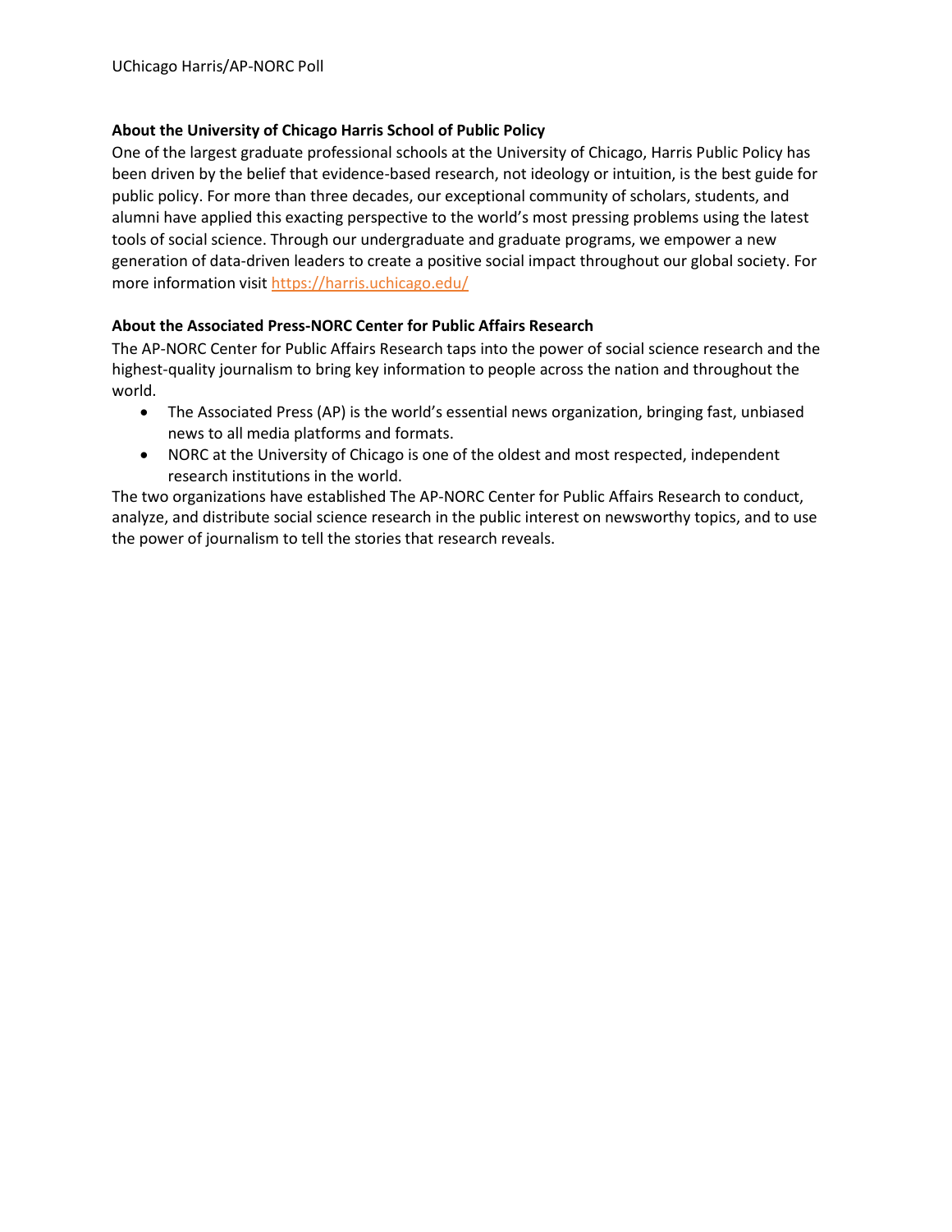**About the University of Chicago Harris School of Public Policy**

One of the largest graduate professional schools at the University of Chicago, Harris Public Policy has been driven by the belief that evidence-based research, not ideology or intuition, is the best guide for public policy. For more than three decades, our exceptional community of scholars, students, and alumni have applied this exacting perspective to the world's most pressing problems using the latest tools of social science. Through our undergraduate and graduate programs, we empower a new generation of data-driven leaders to create a positive social impact throughout our global society. For more information visit [https://harris.uchicago.edu/](https://harris.uchicago.edu/)

**About the Associated Press-NORC Center for Public Affairs Research**

The AP-NORC Center for Public Affairs Research taps into the power of social science research and the highest-quality journalism to bring key information to people across the nation and throughout the world.

- The Associated Press (AP) is the world's essential news organization, bringing fast, unbiased news to all media platforms and formats.
- NORC at the University of Chicago is one of the oldest and most respected, independent research institutions in the world.

The two organizations have established The AP-NORC Center for Public Affairs Research to conduct, analyze, and distribute social science research in the public interest on newsworthy topics, and to use the power of journalism to tell the stories that research reveals.